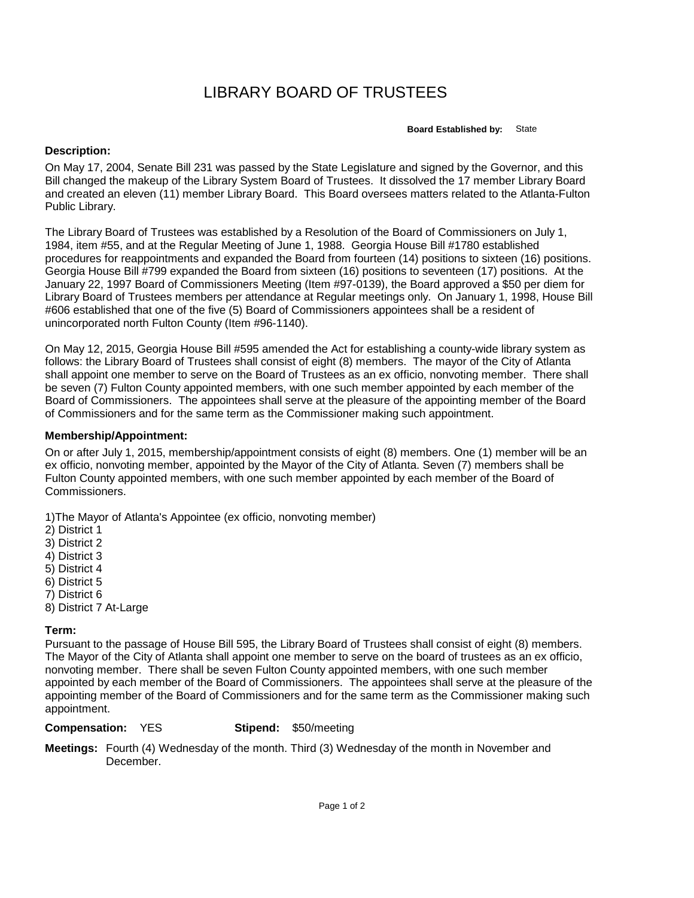# LIBRARY BOARD OF TRUSTEES

**Board Established by:** State

**Description:**

On May 17, 2004, Senate Bill 231 was passed by the State Legislature and signed by the Governor, and this Bill changed the makeup of the Library System Board of Trustees. It dissolved the 17 member Library Board and created an eleven (11) member Library Board. This Board oversees matters related to the Atlanta-Fulton Public Library.

The Library Board of Trustees was established by a Resolution of the Board of Commissioners on July 1, 1984, item #55, and at the Regular Meeting of June 1, 1988. Georgia House Bill #1780 established procedures for reappointments and expanded the Board from fourteen (14) positions to sixteen (16) positions. Georgia House Bill #799 expanded the Board from sixteen (16) positions to seventeen (17) positions. At the January 22, 1997 Board of Commissioners Meeting (Item #97-0139), the Board approved a $50 per diem for Library Board of Trustees members per attendance at Regular meetings only. On January 1, 1998, House Bill #606 established that one of the five (5) Board of Commissioners appointees shall be a resident of unincorporated north Fulton County (Item #96-1140).

On May 12, 2015, Georgia House Bill #595 amended the Act for establishing a county-wide library system as follows: the Library Board of Trustees shall consist of eight (8) members. The mayor of the City of Atlanta shall appoint one member to serve on the Board of Trustees as an ex officio, nonvoting member. There shall be seven (7) Fulton County appointed members, with one such member appointed by each member of the Board of Commissioners. The appointees shall serve at the pleasure of the appointing member of the Board of Commissioners and for the same term as the Commissioner making such appointment.

**Membership/Appointment:**

On or after July 1, 2015, membership/appointment consists of eight (8) members. One (1) member will be an ex officio, nonvoting member, appointed by the Mayor of the City of Atlanta. Seven (7) members shall be Fulton County appointed members, with one such member appointed by each member of the Board of Commissioners.

1) The Mayor of Atlanta's Appointee (ex officio, nonvoting member)
2) District 1
3) District 2
4) District 3
5) District 4
6) District 5
7) District 6
8) District 7 At-Large

**Term:**

Pursuant to the passage of House Bill 595, the Library Board of Trustees shall consist of eight (8) members. The Mayor of the City of Atlanta shall appoint one member to serve on the board of trustees as an ex officio, nonvoting member. There shall be seven Fulton County appointed members, with one such member appointed by each member of the Board of Commissioners. The appointees shall serve at the pleasure of the appointing member of the Board of Commissioners and for the same term as the Commissioner making such appointment.

**Compensation:** YES **Stipend:** $50/meeting

**Meetings:** Fourth (4) Wednesday of the month. Third (3) Wednesday of the month in November and December.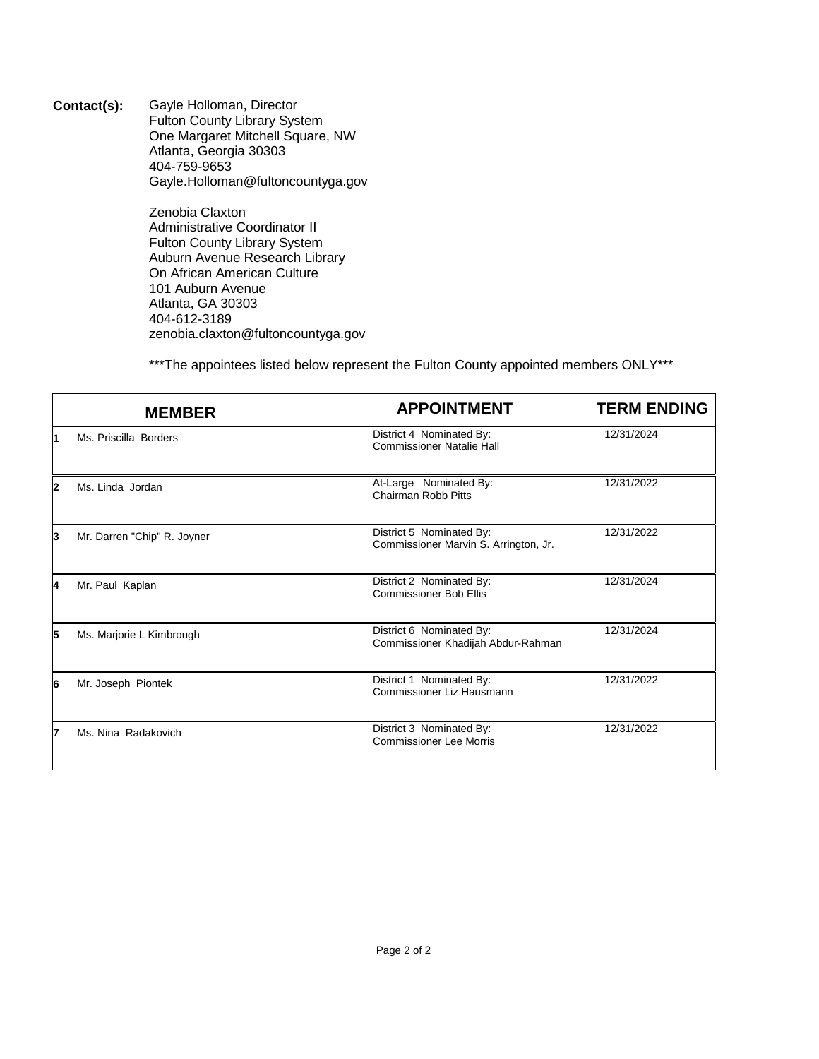**Contact(s):** Gayle Holloman, Director
Fulton County Library System
One Margaret Mitchell Square, NW
Atlanta, Georgia 30303
404-759-9653
Gayle.Holloman@fultoncountyga.gov

Zenobia Claxton
Administrative Coordinator II
Fulton County Library System
Auburn Avenue Research Library
On African American Culture
101 Auburn Avenue
Atlanta, GA 30303
404-612-3189
zenobia.claxton@fultoncountyga.gov

***The appointees listed below represent the Fulton County appointed members ONLY***

| | MEMBER | APPOINTMENT | TERM ENDING |
|---|---|---|---|
| 1 | Ms. Priscilla Borders | District 4 Nominated By: Commissioner Natalie Hall | 12/31/2024 |
| 2 | Ms. Linda Jordan | At-Large Nominated By: Chairman Robb Pitts | 12/31/2022 |
| 3 | Mr. Darren "Chip" R. Joyner | District 5 Nominated By: Commissioner Marvin S. Arrington, Jr. | 12/31/2022 |
| 4 | Mr. Paul Kaplan | District 2 Nominated By: Commissioner Bob Ellis | 12/31/2024 |
| 5 | Ms. Marjorie L Kimbrough | District 6 Nominated By: Commissioner Khadijah Abdur-Rahman | 12/31/2024 |
| 6 | Mr. Joseph Piontek | District 1 Nominated By: Commissioner Liz Hausmann | 12/31/2022 |
| 7 | Ms. Nina Radakovich | District 3 Nominated By: Commissioner Lee Morris | 12/31/2022 |